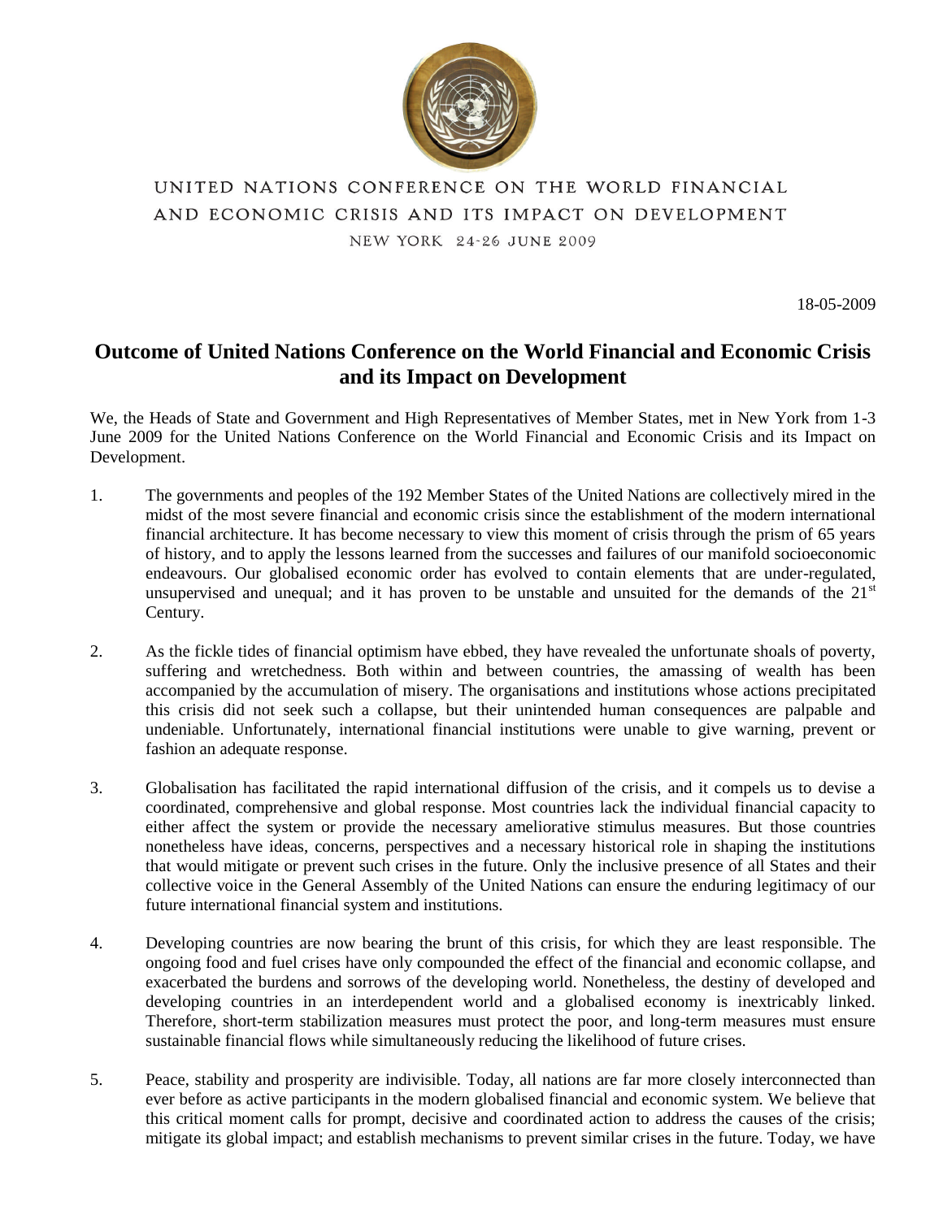UNITED NATIONS CONFERENCE ON THE WORLD FINANCIAL AND ECONOMIC CRISIS AND ITS IMPACT ON DEVELOPMENT

NEW YORK 24-26 JUNE 2009

18-05-2009

# Outcome of United Nations Conference on the World Financial and Economic Crisis and its Impact on Development

We, the Heads of State and Government and High Representatives of Member States, met in New York from 1-3 June 2009 for the United Nations Conference on the World Financial and Economic Crisis and its Impact on Development.

1. The governments and peoples of the 192 Member States of the United Nations are collectively mired in the midst of the most severe financial and economic crisis since the establishment of the modern international financial architecture. It has become necessary to view this moment of crisis through the prism of 65 years of history, and to apply the lessons learned from the successes and failures of our manifold socioeconomic endeavours. Our globalised economic order has evolved to contain elements that are under-regulated, unsupervised and unequal; and it has proven to be unstable and unsuited for the demands of the 21st Century.

2. As the fickle tides of financial optimism have ebbed, they have revealed the unfortunate shoals of poverty, suffering and wretchedness. Both within and between countries, the amassing of wealth has been accompanied by the accumulation of misery. The organisations and institutions whose actions precipitated this crisis did not seek such a collapse, but their unintended human consequences are palpable and undeniable. Unfortunately, international financial institutions were unable to give warning, prevent or fashion an adequate response.

3. Globalisation has facilitated the rapid international diffusion of the crisis, and it compels us to devise a coordinated, comprehensive and global response. Most countries lack the individual financial capacity to either affect the system or provide the necessary ameliorative stimulus measures. But those countries nonetheless have ideas, concerns, perspectives and a necessary historical role in shaping the institutions that would mitigate or prevent such crises in the future. Only the inclusive presence of all States and their collective voice in the General Assembly of the United Nations can ensure the enduring legitimacy of our future international financial system and institutions.

4. Developing countries are now bearing the brunt of this crisis, for which they are least responsible. The ongoing food and fuel crises have only compounded the effect of the financial and economic collapse, and exacerbated the burdens and sorrows of the developing world. Nonetheless, the destiny of developed and developing countries in an interdependent world and a globalised economy is inextricably linked. Therefore, short-term stabilization measures must protect the poor, and long-term measures must ensure sustainable financial flows while simultaneously reducing the likelihood of future crises.

5. Peace, stability and prosperity are indivisible. Today, all nations are far more closely interconnected than ever before as active participants in the modern globalised financial and economic system. We believe that this critical moment calls for prompt, decisive and coordinated action to address the causes of the crisis; mitigate its global impact; and establish mechanisms to prevent similar crises in the future. Today, we have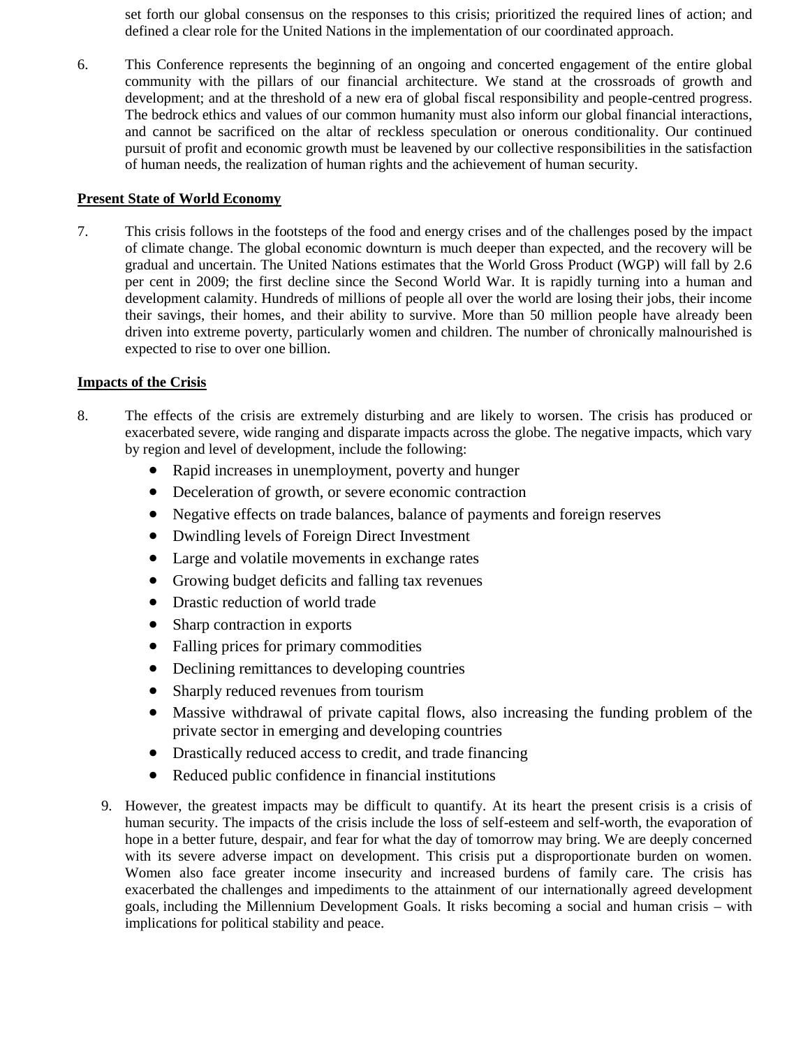set forth our global consensus on the responses to this crisis; prioritized the required lines of action; and defined a clear role for the United Nations in the implementation of our coordinated approach.

6. This Conference represents the beginning of an ongoing and concerted engagement of the entire global community with the pillars of our financial architecture. We stand at the crossroads of growth and development; and at the threshold of a new era of global fiscal responsibility and people-centred progress. The bedrock ethics and values of our common humanity must also inform our global financial interactions, and cannot be sacrificed on the altar of reckless speculation or onerous conditionality. Our continued pursuit of profit and economic growth must be leavened by our collective responsibilities in the satisfaction of human needs, the realization of human rights and the achievement of human security.

## Present State of World Economy

7. This crisis follows in the footsteps of the food and energy crises and of the challenges posed by the impact of climate change. The global economic downturn is much deeper than expected, and the recovery will be gradual and uncertain. The United Nations estimates that the World Gross Product (WGP) will fall by 2.6 per cent in 2009; the first decline since the Second World War. It is rapidly turning into a human and development calamity. Hundreds of millions of people all over the world are losing their jobs, their income their savings, their homes, and their ability to survive. More than 50 million people have already been driven into extreme poverty, particularly women and children. The number of chronically malnourished is expected to rise to over one billion.

## Impacts of the Crisis

8. The effects of the crisis are extremely disturbing and are likely to worsen. The crisis has produced or exacerbated severe, wide ranging and disparate impacts across the globe. The negative impacts, which vary by region and level of development, include the following:
   - Rapid increases in unemployment, poverty and hunger
   - Deceleration of growth, or severe economic contraction
   - Negative effects on trade balances, balance of payments and foreign reserves
   - Dwindling levels of Foreign Direct Investment
   - Large and volatile movements in exchange rates
   - Growing budget deficits and falling tax revenues
   - Drastic reduction of world trade
   - Sharp contraction in exports
   - Falling prices for primary commodities
   - Declining remittances to developing countries
   - Sharply reduced revenues from tourism
   - Massive withdrawal of private capital flows, also increasing the funding problem of the private sector in emerging and developing countries
   - Drastically reduced access to credit, and trade financing
   - Reduced public confidence in financial institutions

9. However, the greatest impacts may be difficult to quantify. At its heart the present crisis is a crisis of human security. The impacts of the crisis include the loss of self-esteem and self-worth, the evaporation of hope in a better future, despair, and fear for what the day of tomorrow may bring. We are deeply concerned with its severe adverse impact on development. This crisis put a disproportionate burden on women. Women also face greater income insecurity and increased burdens of family care. The crisis has exacerbated the challenges and impediments to the attainment of our internationally agreed development goals, including the Millennium Development Goals. It risks becoming a social and human crisis – with implications for political stability and peace.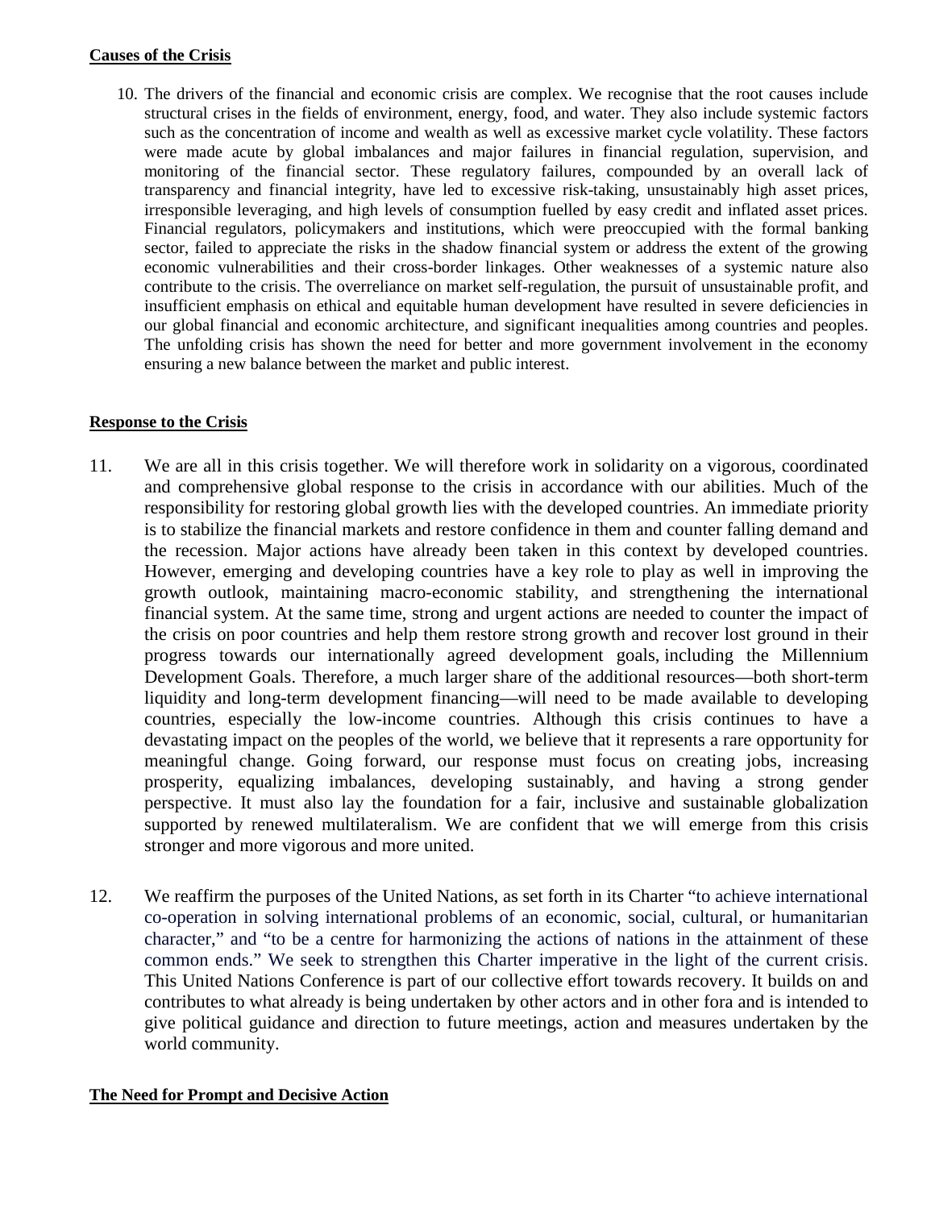**Causes of the Crisis**

10. The drivers of the financial and economic crisis are complex. We recognise that the root causes include structural crises in the fields of environment, energy, food, and water. They also include systemic factors such as the concentration of income and wealth as well as excessive market cycle volatility. These factors were made acute by global imbalances and major failures in financial regulation, supervision, and monitoring of the financial sector. These regulatory failures, compounded by an overall lack of transparency and financial integrity, have led to excessive risk-taking, unsustainably high asset prices, irresponsible leveraging, and high levels of consumption fuelled by easy credit and inflated asset prices. Financial regulators, policymakers and institutions, which were preoccupied with the formal banking sector, failed to appreciate the risks in the shadow financial system or address the extent of the growing economic vulnerabilities and their cross-border linkages. Other weaknesses of a systemic nature also contribute to the crisis. The overreliance on market self-regulation, the pursuit of unsustainable profit, and insufficient emphasis on ethical and equitable human development have resulted in severe deficiencies in our global financial and economic architecture, and significant inequalities among countries and peoples. The unfolding crisis has shown the need for better and more government involvement in the economy ensuring a new balance between the market and public interest.

**Response to the Crisis**

11. We are all in this crisis together. We will therefore work in solidarity on a vigorous, coordinated and comprehensive global response to the crisis in accordance with our abilities. Much of the responsibility for restoring global growth lies with the developed countries. An immediate priority is to stabilize the financial markets and restore confidence in them and counter falling demand and the recession. Major actions have already been taken in this context by developed countries. However, emerging and developing countries have a key role to play as well in improving the growth outlook, maintaining macro-economic stability, and strengthening the international financial system. At the same time, strong and urgent actions are needed to counter the impact of the crisis on poor countries and help them restore strong growth and recover lost ground in their progress towards our internationally agreed development goals, including the Millennium Development Goals. Therefore, a much larger share of the additional resources—both short-term liquidity and long-term development financing—will need to be made available to developing countries, especially the low-income countries. Although this crisis continues to have a devastating impact on the peoples of the world, we believe that it represents a rare opportunity for meaningful change. Going forward, our response must focus on creating jobs, increasing prosperity, equalizing imbalances, developing sustainably, and having a strong gender perspective. It must also lay the foundation for a fair, inclusive and sustainable globalization supported by renewed multilateralism. We are confident that we will emerge from this crisis stronger and more vigorous and more united.

12. We reaffirm the purposes of the United Nations, as set forth in its Charter "to achieve international co-operation in solving international problems of an economic, social, cultural, or humanitarian character," and "to be a centre for harmonizing the actions of nations in the attainment of these common ends." We seek to strengthen this Charter imperative in the light of the current crisis. This United Nations Conference is part of our collective effort towards recovery. It builds on and contributes to what already is being undertaken by other actors and in other fora and is intended to give political guidance and direction to future meetings, action and measures undertaken by the world community.

**The Need for Prompt and Decisive Action**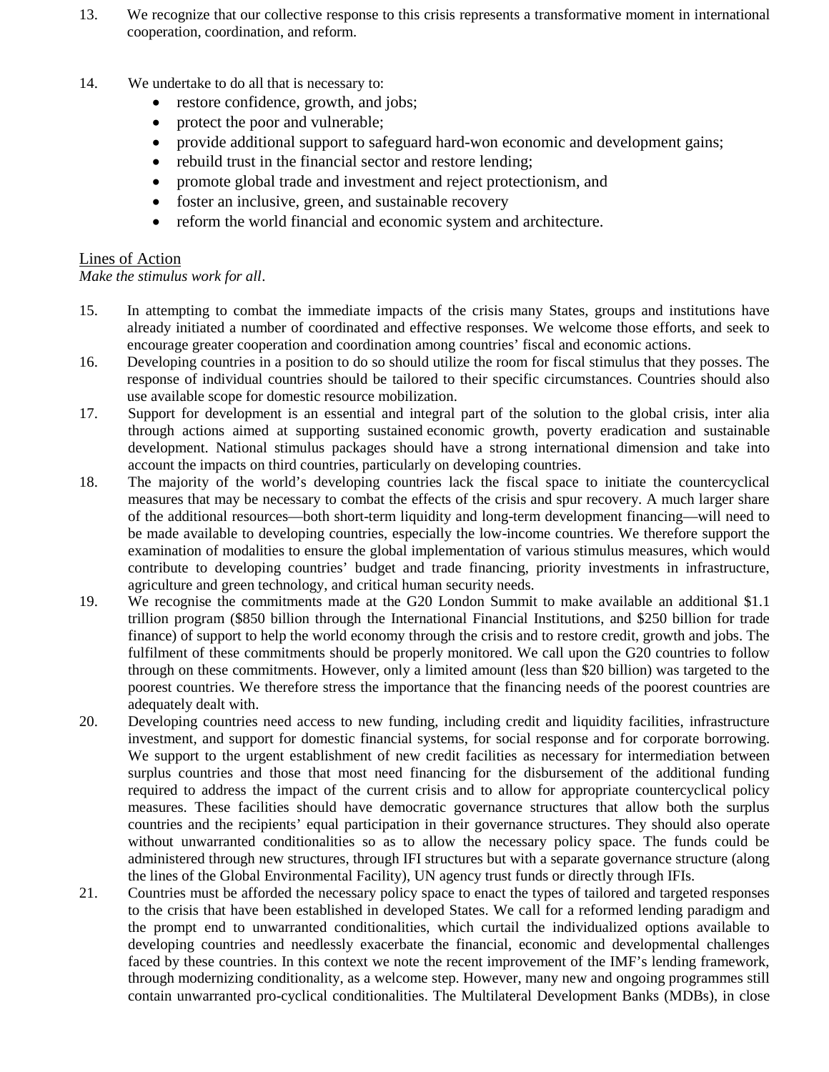13. We recognize that our collective response to this crisis represents a transformative moment in international cooperation, coordination, and reform.

14. We undertake to do all that is necessary to:
    - restore confidence, growth, and jobs;
    - protect the poor and vulnerable;
    - provide additional support to safeguard hard-won economic and development gains;
    - rebuild trust in the financial sector and restore lending;
    - promote global trade and investment and reject protectionism, and
    - foster an inclusive, green, and sustainable recovery
    - reform the world financial and economic system and architecture.

<u>Lines of Action</u>

*Make the stimulus work for all*.

15. In attempting to combat the immediate impacts of the crisis many States, groups and institutions have already initiated a number of coordinated and effective responses. We welcome those efforts, and seek to encourage greater cooperation and coordination among countries' fiscal and economic actions.
16. Developing countries in a position to do so should utilize the room for fiscal stimulus that they posses. The response of individual countries should be tailored to their specific circumstances. Countries should also use available scope for domestic resource mobilization.
17. Support for development is an essential and integral part of the solution to the global crisis, inter alia through actions aimed at supporting sustained economic growth, poverty eradication and sustainable development. National stimulus packages should have a strong international dimension and take into account the impacts on third countries, particularly on developing countries.
18. The majority of the world's developing countries lack the fiscal space to initiate the countercyclical measures that may be necessary to combat the effects of the crisis and spur recovery. A much larger share of the additional resources—both short-term liquidity and long-term development financing—will need to be made available to developing countries, especially the low-income countries. We therefore support the examination of modalities to ensure the global implementation of various stimulus measures, which would contribute to developing countries' budget and trade financing, priority investments in infrastructure, agriculture and green technology, and critical human security needs.
19. We recognise the commitments made at the G20 London Summit to make available an additional $1.1 trillion program ($850 billion through the International Financial Institutions, and $250 billion for trade finance) of support to help the world economy through the crisis and to restore credit, growth and jobs. The fulfilment of these commitments should be properly monitored. We call upon the G20 countries to follow through on these commitments. However, only a limited amount (less than $20 billion) was targeted to the poorest countries. We therefore stress the importance that the financing needs of the poorest countries are adequately dealt with.
20. Developing countries need access to new funding, including credit and liquidity facilities, infrastructure investment, and support for domestic financial systems, for social response and for corporate borrowing. We support to the urgent establishment of new credit facilities as necessary for intermediation between surplus countries and those that most need financing for the disbursement of the additional funding required to address the impact of the current crisis and to allow for appropriate countercyclical policy measures. These facilities should have democratic governance structures that allow both the surplus countries and the recipients' equal participation in their governance structures. They should also operate without unwarranted conditionalities so as to allow the necessary policy space. The funds could be administered through new structures, through IFI structures but with a separate governance structure (along the lines of the Global Environmental Facility), UN agency trust funds or directly through IFIs.
21. Countries must be afforded the necessary policy space to enact the types of tailored and targeted responses to the crisis that have been established in developed States. We call for a reformed lending paradigm and the prompt end to unwarranted conditionalities, which curtail the individualized options available to developing countries and needlessly exacerbate the financial, economic and developmental challenges faced by these countries. In this context we note the recent improvement of the IMF's lending framework, through modernizing conditionality, as a welcome step. However, many new and ongoing programmes still contain unwarranted pro-cyclical conditionalities. The Multilateral Development Banks (MDBs), in close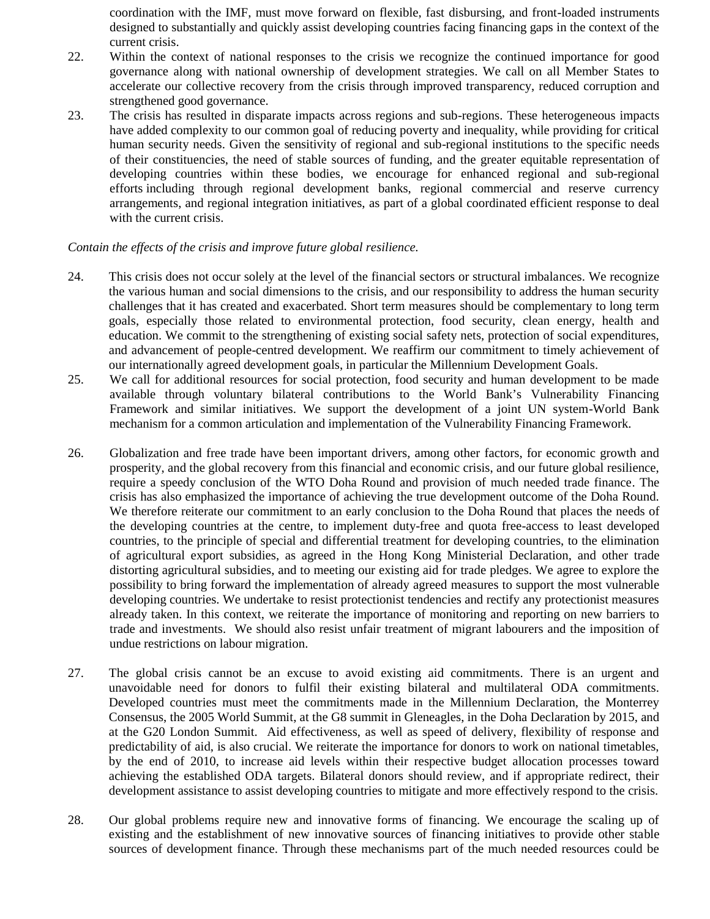coordination with the IMF, must move forward on flexible, fast disbursing, and front-loaded instruments designed to substantially and quickly assist developing countries facing financing gaps in the context of the current crisis.

22. Within the context of national responses to the crisis we recognize the continued importance for good governance along with national ownership of development strategies. We call on all Member States to accelerate our collective recovery from the crisis through improved transparency, reduced corruption and strengthened good governance.

23. The crisis has resulted in disparate impacts across regions and sub-regions. These heterogeneous impacts have added complexity to our common goal of reducing poverty and inequality, while providing for critical human security needs. Given the sensitivity of regional and sub-regional institutions to the specific needs of their constituencies, the need of stable sources of funding, and the greater equitable representation of developing countries within these bodies, we encourage for enhanced regional and sub-regional efforts including through regional development banks, regional commercial and reserve currency arrangements, and regional integration initiatives, as part of a global coordinated efficient response to deal with the current crisis.

*Contain the effects of the crisis and improve future global resilience.*

24. This crisis does not occur solely at the level of the financial sectors or structural imbalances. We recognize the various human and social dimensions to the crisis, and our responsibility to address the human security challenges that it has created and exacerbated. Short term measures should be complementary to long term goals, especially those related to environmental protection, food security, clean energy, health and education. We commit to the strengthening of existing social safety nets, protection of social expenditures, and advancement of people-centred development. We reaffirm our commitment to timely achievement of our internationally agreed development goals, in particular the Millennium Development Goals.

25. We call for additional resources for social protection, food security and human development to be made available through voluntary bilateral contributions to the World Bank's Vulnerability Financing Framework and similar initiatives. We support the development of a joint UN system-World Bank mechanism for a common articulation and implementation of the Vulnerability Financing Framework.

26. Globalization and free trade have been important drivers, among other factors, for economic growth and prosperity, and the global recovery from this financial and economic crisis, and our future global resilience, require a speedy conclusion of the WTO Doha Round and provision of much needed trade finance. The crisis has also emphasized the importance of achieving the true development outcome of the Doha Round. We therefore reiterate our commitment to an early conclusion to the Doha Round that places the needs of the developing countries at the centre, to implement duty-free and quota free-access to least developed countries, to the principle of special and differential treatment for developing countries, to the elimination of agricultural export subsidies, as agreed in the Hong Kong Ministerial Declaration, and other trade distorting agricultural subsidies, and to meeting our existing aid for trade pledges. We agree to explore the possibility to bring forward the implementation of already agreed measures to support the most vulnerable developing countries. We undertake to resist protectionist tendencies and rectify any protectionist measures already taken. In this context, we reiterate the importance of monitoring and reporting on new barriers to trade and investments. We should also resist unfair treatment of migrant labourers and the imposition of undue restrictions on labour migration.

27. The global crisis cannot be an excuse to avoid existing aid commitments. There is an urgent and unavoidable need for donors to fulfil their existing bilateral and multilateral ODA commitments. Developed countries must meet the commitments made in the Millennium Declaration, the Monterrey Consensus, the 2005 World Summit, at the G8 summit in Gleneagles, in the Doha Declaration by 2015, and at the G20 London Summit. Aid effectiveness, as well as speed of delivery, flexibility of response and predictability of aid, is also crucial. We reiterate the importance for donors to work on national timetables, by the end of 2010, to increase aid levels within their respective budget allocation processes toward achieving the established ODA targets. Bilateral donors should review, and if appropriate redirect, their development assistance to assist developing countries to mitigate and more effectively respond to the crisis.

28. Our global problems require new and innovative forms of financing. We encourage the scaling up of existing and the establishment of new innovative sources of financing initiatives to provide other stable sources of development finance. Through these mechanisms part of the much needed resources could be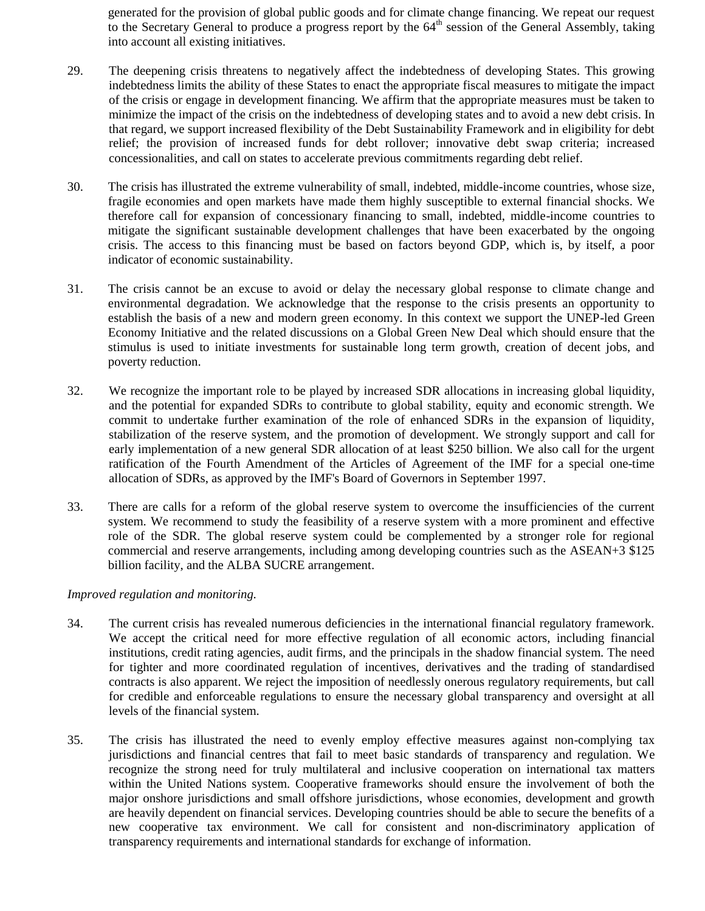generated for the provision of global public goods and for climate change financing. We repeat our request to the Secretary General to produce a progress report by the 64th session of the General Assembly, taking into account all existing initiatives.

29. The deepening crisis threatens to negatively affect the indebtedness of developing States. This growing indebtedness limits the ability of these States to enact the appropriate fiscal measures to mitigate the impact of the crisis or engage in development financing. We affirm that the appropriate measures must be taken to minimize the impact of the crisis on the indebtedness of developing states and to avoid a new debt crisis. In that regard, we support increased flexibility of the Debt Sustainability Framework and in eligibility for debt relief; the provision of increased funds for debt rollover; innovative debt swap criteria; increased concessionalities, and call on states to accelerate previous commitments regarding debt relief.

30. The crisis has illustrated the extreme vulnerability of small, indebted, middle-income countries, whose size, fragile economies and open markets have made them highly susceptible to external financial shocks. We therefore call for expansion of concessionary financing to small, indebted, middle-income countries to mitigate the significant sustainable development challenges that have been exacerbated by the ongoing crisis. The access to this financing must be based on factors beyond GDP, which is, by itself, a poor indicator of economic sustainability.

31. The crisis cannot be an excuse to avoid or delay the necessary global response to climate change and environmental degradation. We acknowledge that the response to the crisis presents an opportunity to establish the basis of a new and modern green economy. In this context we support the UNEP-led Green Economy Initiative and the related discussions on a Global Green New Deal which should ensure that the stimulus is used to initiate investments for sustainable long term growth, creation of decent jobs, and poverty reduction.

32. We recognize the important role to be played by increased SDR allocations in increasing global liquidity, and the potential for expanded SDRs to contribute to global stability, equity and economic strength. We commit to undertake further examination of the role of enhanced SDRs in the expansion of liquidity, stabilization of the reserve system, and the promotion of development. We strongly support and call for early implementation of a new general SDR allocation of at least $250 billion. We also call for the urgent ratification of the Fourth Amendment of the Articles of Agreement of the IMF for a special one-time allocation of SDRs, as approved by the IMF's Board of Governors in September 1997.

33. There are calls for a reform of the global reserve system to overcome the insufficiencies of the current system. We recommend to study the feasibility of a reserve system with a more prominent and effective role of the SDR. The global reserve system could be complemented by a stronger role for regional commercial and reserve arrangements, including among developing countries such as the ASEAN+3 $125 billion facility, and the ALBA SUCRE arrangement.

*Improved regulation and monitoring.*

34. The current crisis has revealed numerous deficiencies in the international financial regulatory framework. We accept the critical need for more effective regulation of all economic actors, including financial institutions, credit rating agencies, audit firms, and the principals in the shadow financial system. The need for tighter and more coordinated regulation of incentives, derivatives and the trading of standardised contracts is also apparent. We reject the imposition of needlessly onerous regulatory requirements, but call for credible and enforceable regulations to ensure the necessary global transparency and oversight at all levels of the financial system.

35. The crisis has illustrated the need to evenly employ effective measures against non-complying tax jurisdictions and financial centres that fail to meet basic standards of transparency and regulation. We recognize the strong need for truly multilateral and inclusive cooperation on international tax matters within the United Nations system. Cooperative frameworks should ensure the involvement of both the major onshore jurisdictions and small offshore jurisdictions, whose economies, development and growth are heavily dependent on financial services. Developing countries should be able to secure the benefits of a new cooperative tax environment. We call for consistent and non-discriminatory application of transparency requirements and international standards for exchange of information.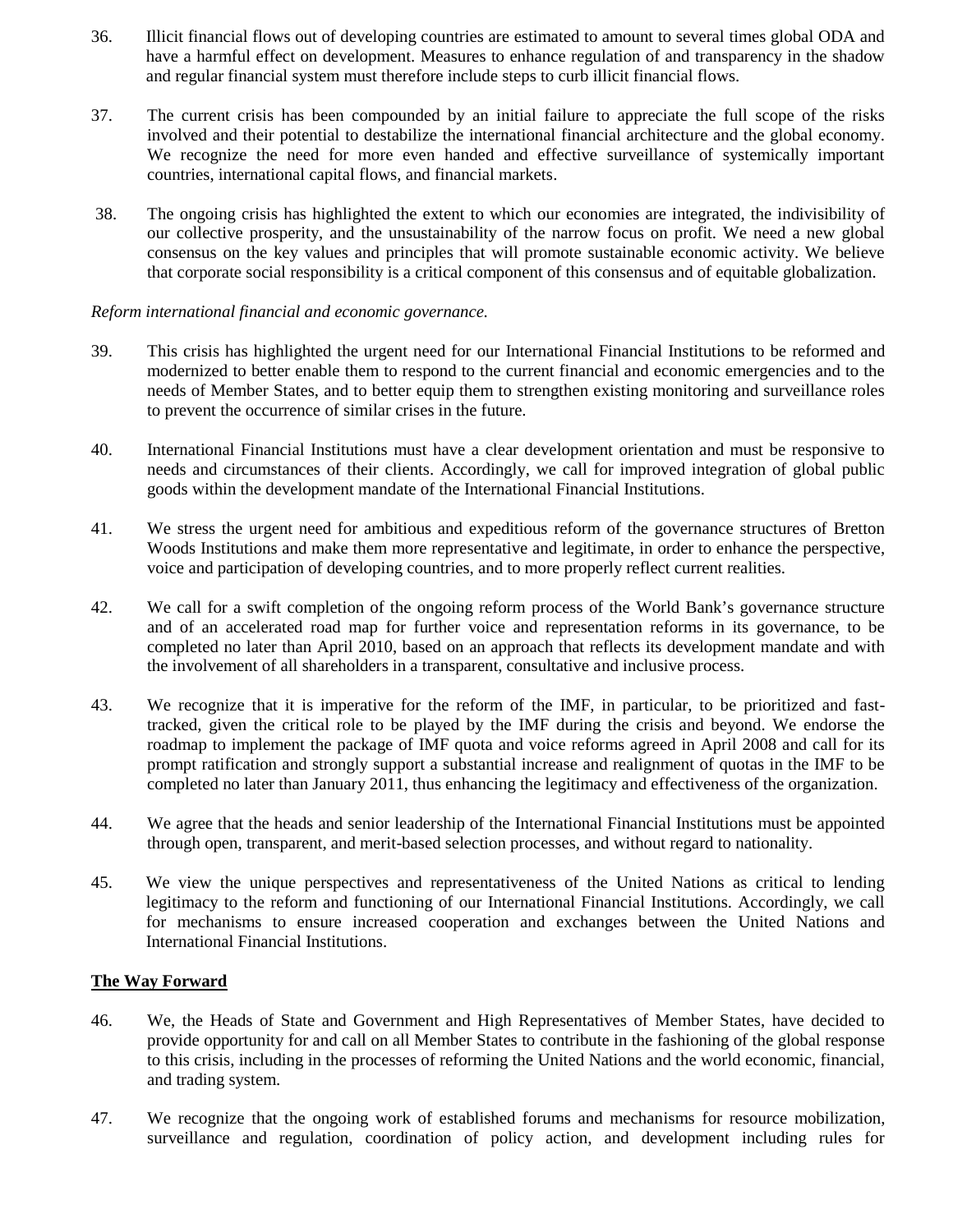36. Illicit financial flows out of developing countries are estimated to amount to several times global ODA and have a harmful effect on development. Measures to enhance regulation of and transparency in the shadow and regular financial system must therefore include steps to curb illicit financial flows.

37. The current crisis has been compounded by an initial failure to appreciate the full scope of the risks involved and their potential to destabilize the international financial architecture and the global economy. We recognize the need for more even handed and effective surveillance of systemically important countries, international capital flows, and financial markets.

38. The ongoing crisis has highlighted the extent to which our economies are integrated, the indivisibility of our collective prosperity, and the unsustainability of the narrow focus on profit. We need a new global consensus on the key values and principles that will promote sustainable economic activity. We believe that corporate social responsibility is a critical component of this consensus and of equitable globalization.

*Reform international financial and economic governance.*

39. This crisis has highlighted the urgent need for our International Financial Institutions to be reformed and modernized to better enable them to respond to the current financial and economic emergencies and to the needs of Member States, and to better equip them to strengthen existing monitoring and surveillance roles to prevent the occurrence of similar crises in the future.

40. International Financial Institutions must have a clear development orientation and must be responsive to needs and circumstances of their clients. Accordingly, we call for improved integration of global public goods within the development mandate of the International Financial Institutions.

41. We stress the urgent need for ambitious and expeditious reform of the governance structures of Bretton Woods Institutions and make them more representative and legitimate, in order to enhance the perspective, voice and participation of developing countries, and to more properly reflect current realities.

42. We call for a swift completion of the ongoing reform process of the World Bank's governance structure and of an accelerated road map for further voice and representation reforms in its governance, to be completed no later than April 2010, based on an approach that reflects its development mandate and with the involvement of all shareholders in a transparent, consultative and inclusive process.

43. We recognize that it is imperative for the reform of the IMF, in particular, to be prioritized and fast-tracked, given the critical role to be played by the IMF during the crisis and beyond. We endorse the roadmap to implement the package of IMF quota and voice reforms agreed in April 2008 and call for its prompt ratification and strongly support a substantial increase and realignment of quotas in the IMF to be completed no later than January 2011, thus enhancing the legitimacy and effectiveness of the organization.

44. We agree that the heads and senior leadership of the International Financial Institutions must be appointed through open, transparent, and merit-based selection processes, and without regard to nationality.

45. We view the unique perspectives and representativeness of the United Nations as critical to lending legitimacy to the reform and functioning of our International Financial Institutions. Accordingly, we call for mechanisms to ensure increased cooperation and exchanges between the United Nations and International Financial Institutions.

## The Way Forward

46. We, the Heads of State and Government and High Representatives of Member States, have decided to provide opportunity for and call on all Member States to contribute in the fashioning of the global response to this crisis, including in the processes of reforming the United Nations and the world economic, financial, and trading system.

47. We recognize that the ongoing work of established forums and mechanisms for resource mobilization, surveillance and regulation, coordination of policy action, and development including rules for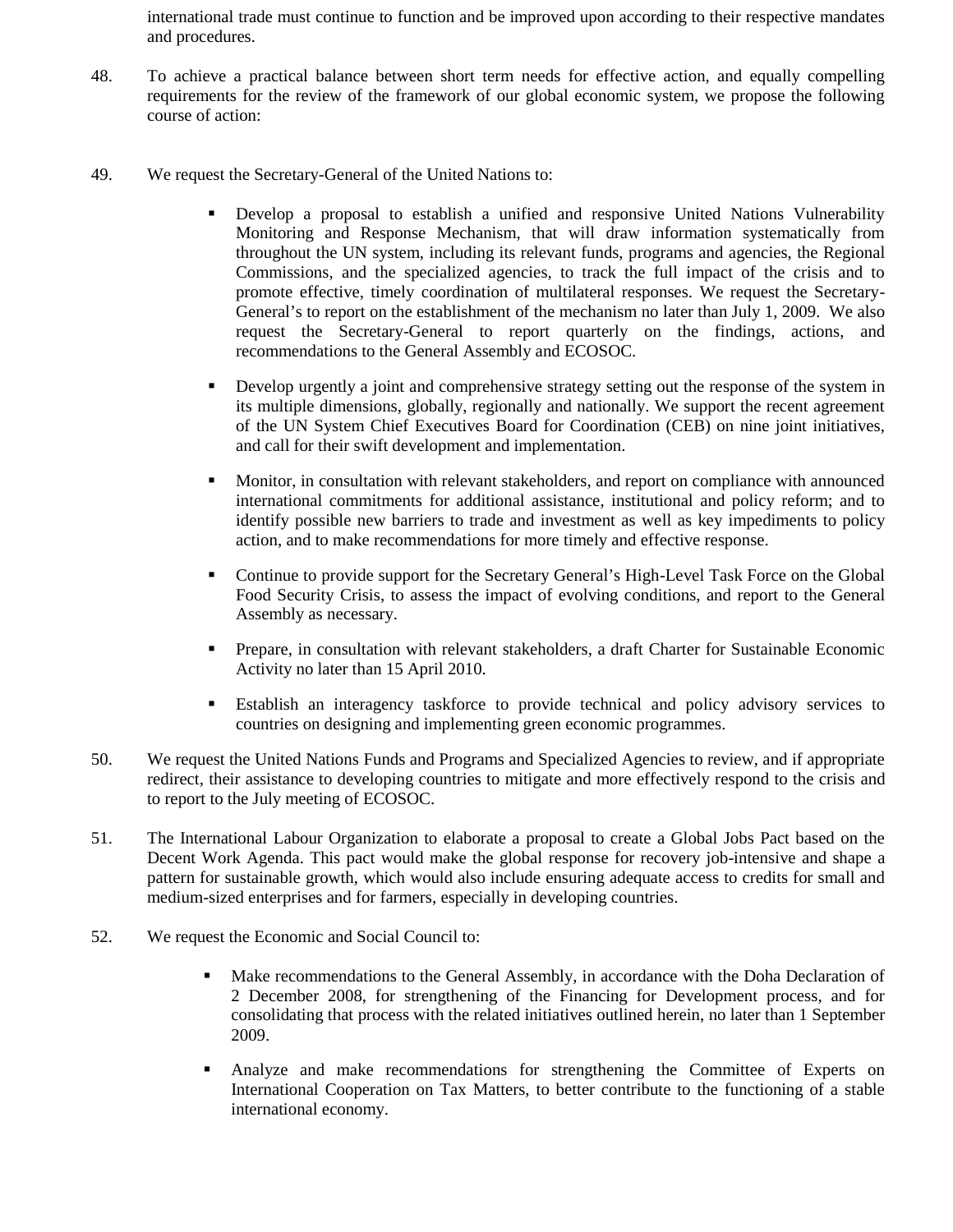international trade must continue to function and be improved upon according to their respective mandates and procedures.

48. To achieve a practical balance between short term needs for effective action, and equally compelling requirements for the review of the framework of our global economic system, we propose the following course of action:

49. We request the Secretary-General of the United Nations to:

- Develop a proposal to establish a unified and responsive United Nations Vulnerability Monitoring and Response Mechanism, that will draw information systematically from throughout the UN system, including its relevant funds, programs and agencies, the Regional Commissions, and the specialized agencies, to track the full impact of the crisis and to promote effective, timely coordination of multilateral responses. We request the Secretary-General's to report on the establishment of the mechanism no later than July 1, 2009. We also request the Secretary-General to report quarterly on the findings, actions, and recommendations to the General Assembly and ECOSOC.

- Develop urgently a joint and comprehensive strategy setting out the response of the system in its multiple dimensions, globally, regionally and nationally. We support the recent agreement of the UN System Chief Executives Board for Coordination (CEB) on nine joint initiatives, and call for their swift development and implementation.

- Monitor, in consultation with relevant stakeholders, and report on compliance with announced international commitments for additional assistance, institutional and policy reform; and to identify possible new barriers to trade and investment as well as key impediments to policy action, and to make recommendations for more timely and effective response.

- Continue to provide support for the Secretary General's High-Level Task Force on the Global Food Security Crisis, to assess the impact of evolving conditions, and report to the General Assembly as necessary.

- Prepare, in consultation with relevant stakeholders, a draft Charter for Sustainable Economic Activity no later than 15 April 2010.

- Establish an interagency taskforce to provide technical and policy advisory services to countries on designing and implementing green economic programmes.

50. We request the United Nations Funds and Programs and Specialized Agencies to review, and if appropriate redirect, their assistance to developing countries to mitigate and more effectively respond to the crisis and to report to the July meeting of ECOSOC.

51. The International Labour Organization to elaborate a proposal to create a Global Jobs Pact based on the Decent Work Agenda. This pact would make the global response for recovery job-intensive and shape a pattern for sustainable growth, which would also include ensuring adequate access to credits for small and medium-sized enterprises and for farmers, especially in developing countries.

52. We request the Economic and Social Council to:

- Make recommendations to the General Assembly, in accordance with the Doha Declaration of 2 December 2008, for strengthening of the Financing for Development process, and for consolidating that process with the related initiatives outlined herein, no later than 1 September 2009.

- Analyze and make recommendations for strengthening the Committee of Experts on International Cooperation on Tax Matters, to better contribute to the functioning of a stable international economy.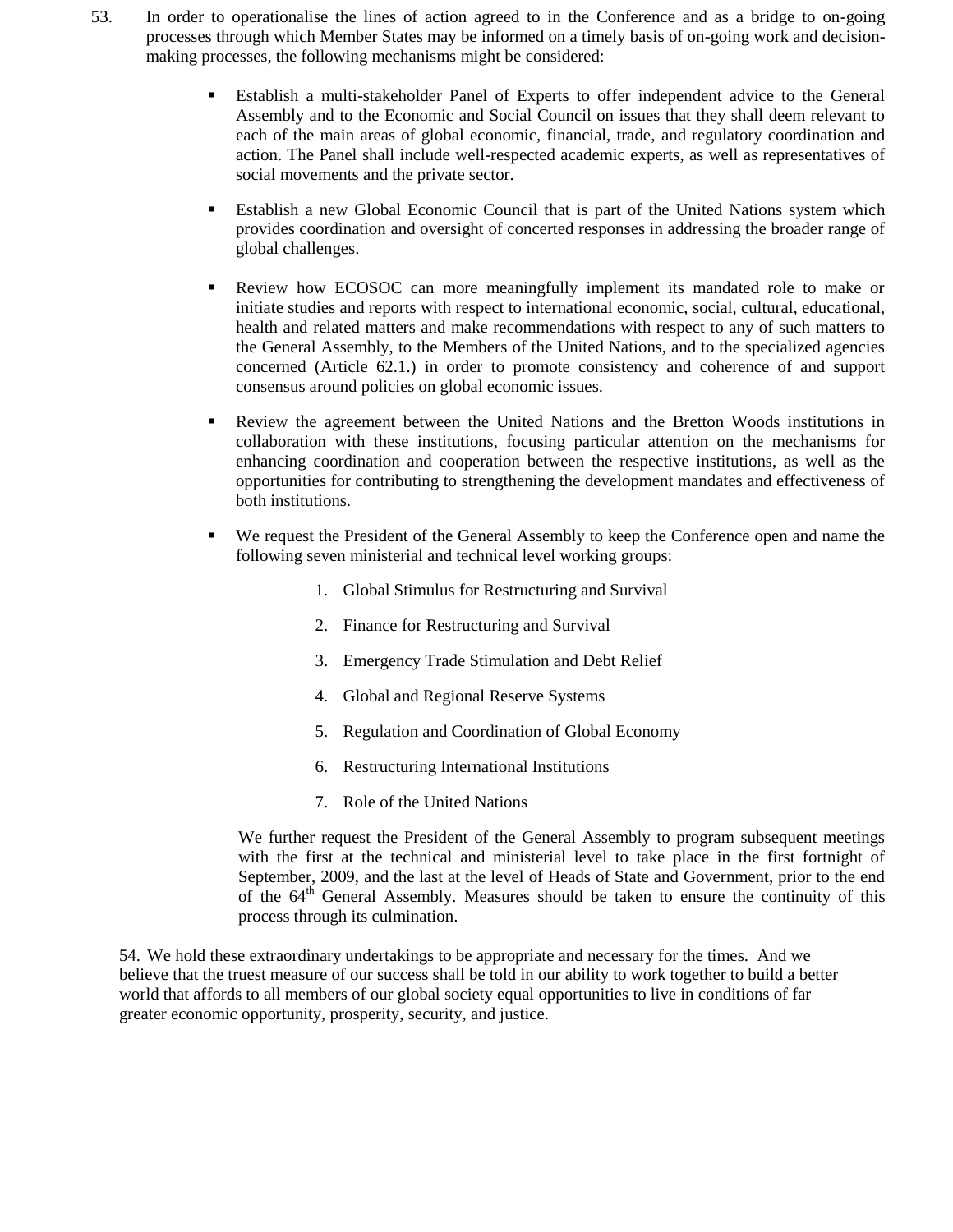53. In order to operationalise the lines of action agreed to in the Conference and as a bridge to on-going processes through which Member States may be informed on a timely basis of on-going work and decision-making processes, the following mechanisms might be considered:

- Establish a multi-stakeholder Panel of Experts to offer independent advice to the General Assembly and to the Economic and Social Council on issues that they shall deem relevant to each of the main areas of global economic, financial, trade, and regulatory coordination and action. The Panel shall include well-respected academic experts, as well as representatives of social movements and the private sector.

- Establish a new Global Economic Council that is part of the United Nations system which provides coordination and oversight of concerted responses in addressing the broader range of global challenges.

- Review how ECOSOC can more meaningfully implement its mandated role to make or initiate studies and reports with respect to international economic, social, cultural, educational, health and related matters and make recommendations with respect to any of such matters to the General Assembly, to the Members of the United Nations, and to the specialized agencies concerned (Article 62.1.) in order to promote consistency and coherence of and support consensus around policies on global economic issues.

- Review the agreement between the United Nations and the Bretton Woods institutions in collaboration with these institutions, focusing particular attention on the mechanisms for enhancing coordination and cooperation between the respective institutions, as well as the opportunities for contributing to strengthening the development mandates and effectiveness of both institutions.

- We request the President of the General Assembly to keep the Conference open and name the following seven ministerial and technical level working groups:

  1. Global Stimulus for Restructuring and Survival
  2. Finance for Restructuring and Survival
  3. Emergency Trade Stimulation and Debt Relief
  4. Global and Regional Reserve Systems
  5. Regulation and Coordination of Global Economy
  6. Restructuring International Institutions
  7. Role of the United Nations

  We further request the President of the General Assembly to program subsequent meetings with the first at the technical and ministerial level to take place in the first fortnight of September, 2009, and the last at the level of Heads of State and Government, prior to the end of the 64th General Assembly. Measures should be taken to ensure the continuity of this process through its culmination.

54. We hold these extraordinary undertakings to be appropriate and necessary for the times. And we believe that the truest measure of our success shall be told in our ability to work together to build a better world that affords to all members of our global society equal opportunities to live in conditions of far greater economic opportunity, prosperity, security, and justice.